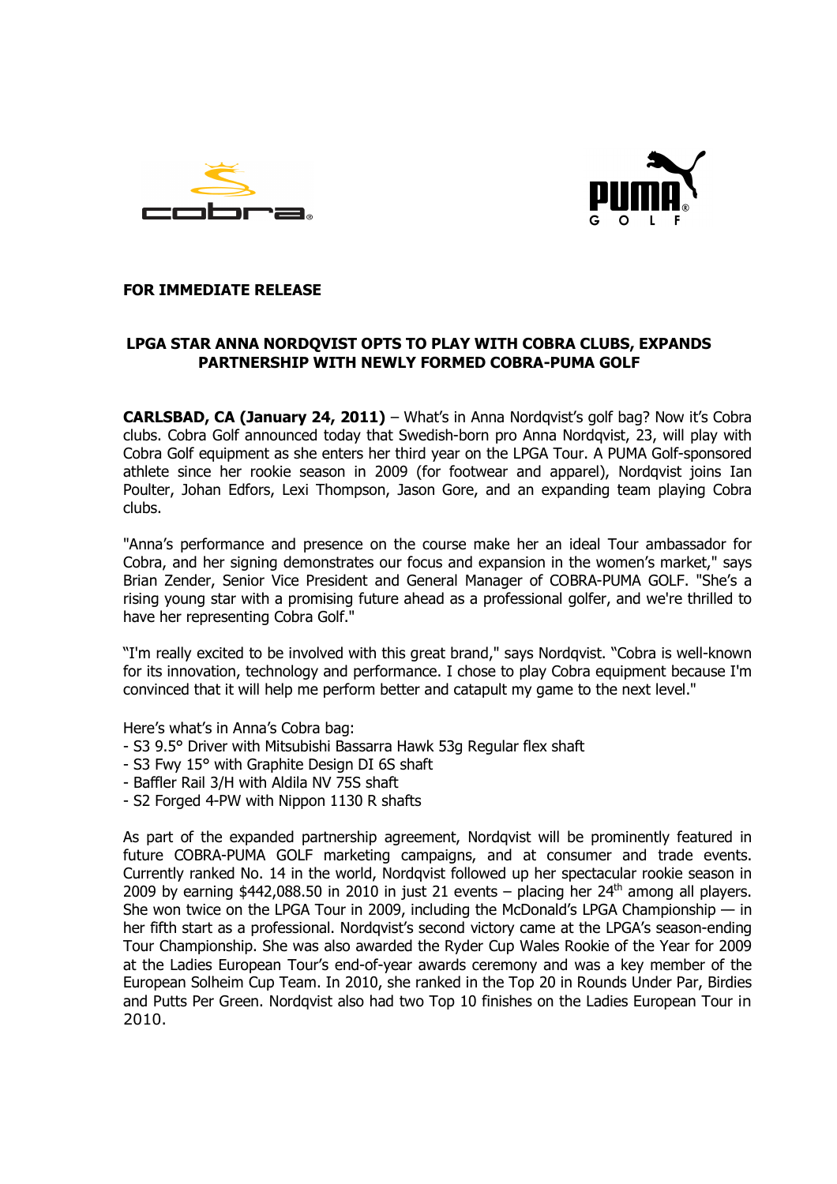**FOR IMMEDIATE RELEASE**

## LPGA STAR ANNA NORDQVIST OPTS TO PLAY WITH COBRA CLUBS, EXPANDS PARTNERSHIP WITH NEWLY FORMED COBRA-PUMA GOLF

**CARLSBAD, CA (January 24, 2011)** – What's in Anna Nordqvist's golf bag? Now it's Cobra clubs. Cobra Golf announced today that Swedish-born pro Anna Nordqvist, 23, will play with Cobra Golf equipment as she enters her third year on the LPGA Tour. A PUMA Golf-sponsored athlete since her rookie season in 2009 (for footwear and apparel), Nordqvist joins Ian Poulter, Johan Edfors, Lexi Thompson, Jason Gore, and an expanding team playing Cobra clubs.

"Anna's performance and presence on the course make her an ideal Tour ambassador for Cobra, and her signing demonstrates our focus and expansion in the women's market," says Brian Zender, Senior Vice President and General Manager of COBRA-PUMA GOLF. "She's a rising young star with a promising future ahead as a professional golfer, and we're thrilled to have her representing Cobra Golf."

"I'm really excited to be involved with this great brand," says Nordqvist. "Cobra is well-known for its innovation, technology and performance. I chose to play Cobra equipment because I'm convinced that it will help me perform better and catapult my game to the next level."

Here's what's in Anna's Cobra bag:
- S3 9.5° Driver with Mitsubishi Bassarra Hawk 53g Regular flex shaft
- S3 Fwy 15° with Graphite Design DI 6S shaft
- Baffler Rail 3/H with Aldila NV 75S shaft
- S2 Forged 4-PW with Nippon 1130 R shafts

As part of the expanded partnership agreement, Nordqvist will be prominently featured in future COBRA-PUMA GOLF marketing campaigns, and at consumer and trade events. Currently ranked No. 14 in the world, Nordqvist followed up her spectacular rookie season in 2009 by earning $442,088.50 in 2010 in just 21 events – placing her 24th among all players. She won twice on the LPGA Tour in 2009, including the McDonald's LPGA Championship — in her fifth start as a professional. Nordqvist's second victory came at the LPGA's season-ending Tour Championship. She was also awarded the Ryder Cup Wales Rookie of the Year for 2009 at the Ladies European Tour's end-of-year awards ceremony and was a key member of the European Solheim Cup Team. In 2010, she ranked in the Top 20 in Rounds Under Par, Birdies and Putts Per Green. Nordqvist also had two Top 10 finishes on the Ladies European Tour in 2010.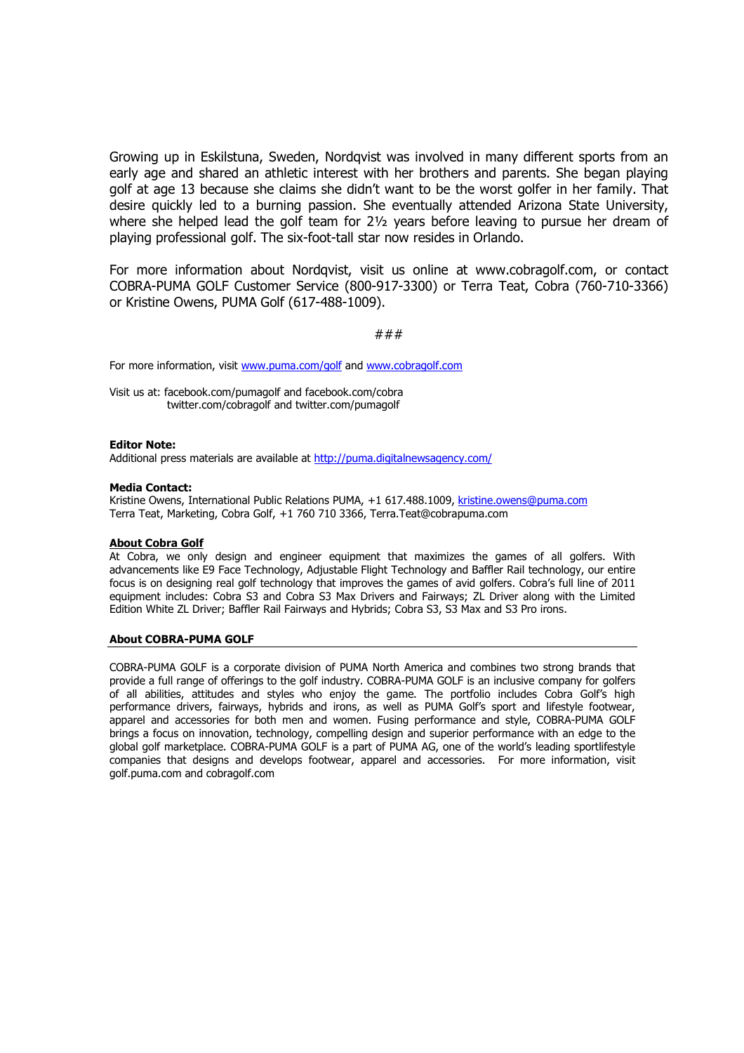Growing up in Eskilstuna, Sweden, Nordqvist was involved in many different sports from an early age and shared an athletic interest with her brothers and parents. She began playing golf at age 13 because she claims she didn't want to be the worst golfer in her family. That desire quickly led to a burning passion. She eventually attended Arizona State University, where she helped lead the golf team for 2½ years before leaving to pursue her dream of playing professional golf. The six-foot-tall star now resides in Orlando.

For more information about Nordqvist, visit us online at www.cobragolf.com, or contact COBRA-PUMA GOLF Customer Service (800-917-3300) or Terra Teat, Cobra (760-710-3366) or Kristine Owens, PUMA Golf (617-488-1009).

###

For more information, visit www.puma.com/golf and www.cobragolf.com

Visit us at: facebook.com/pumagolf and facebook.com/cobra
twitter.com/cobragolf and twitter.com/pumagolf

**Editor Note:**
Additional press materials are available at http://puma.digitalnewsagency.com/

**Media Contact:**
Kristine Owens, International Public Relations PUMA, +1 617.488.1009, kristine.owens@puma.com
Terra Teat, Marketing, Cobra Golf, +1 760 710 3366, Terra.Teat@cobrapuma.com

**About Cobra Golf**

At Cobra, we only design and engineer equipment that maximizes the games of all golfers. With advancements like E9 Face Technology, Adjustable Flight Technology and Baffler Rail technology, our entire focus is on designing real golf technology that improves the games of avid golfers. Cobra's full line of 2011 equipment includes: Cobra S3 and Cobra S3 Max Drivers and Fairways; ZL Driver along with the Limited Edition White ZL Driver; Baffler Rail Fairways and Hybrids; Cobra S3, S3 Max and S3 Pro irons.

**About COBRA-PUMA GOLF**

COBRA-PUMA GOLF is a corporate division of PUMA North America and combines two strong brands that provide a full range of offerings to the golf industry. COBRA-PUMA GOLF is an inclusive company for golfers of all abilities, attitudes and styles who enjoy the game. The portfolio includes Cobra Golf's high performance drivers, fairways, hybrids and irons, as well as PUMA Golf's sport and lifestyle footwear, apparel and accessories for both men and women. Fusing performance and style, COBRA-PUMA GOLF brings a focus on innovation, technology, compelling design and superior performance with an edge to the global golf marketplace. COBRA-PUMA GOLF is a part of PUMA AG, one of the world's leading sportlifestyle companies that designs and develops footwear, apparel and accessories. For more information, visit golf.puma.com and cobragolf.com